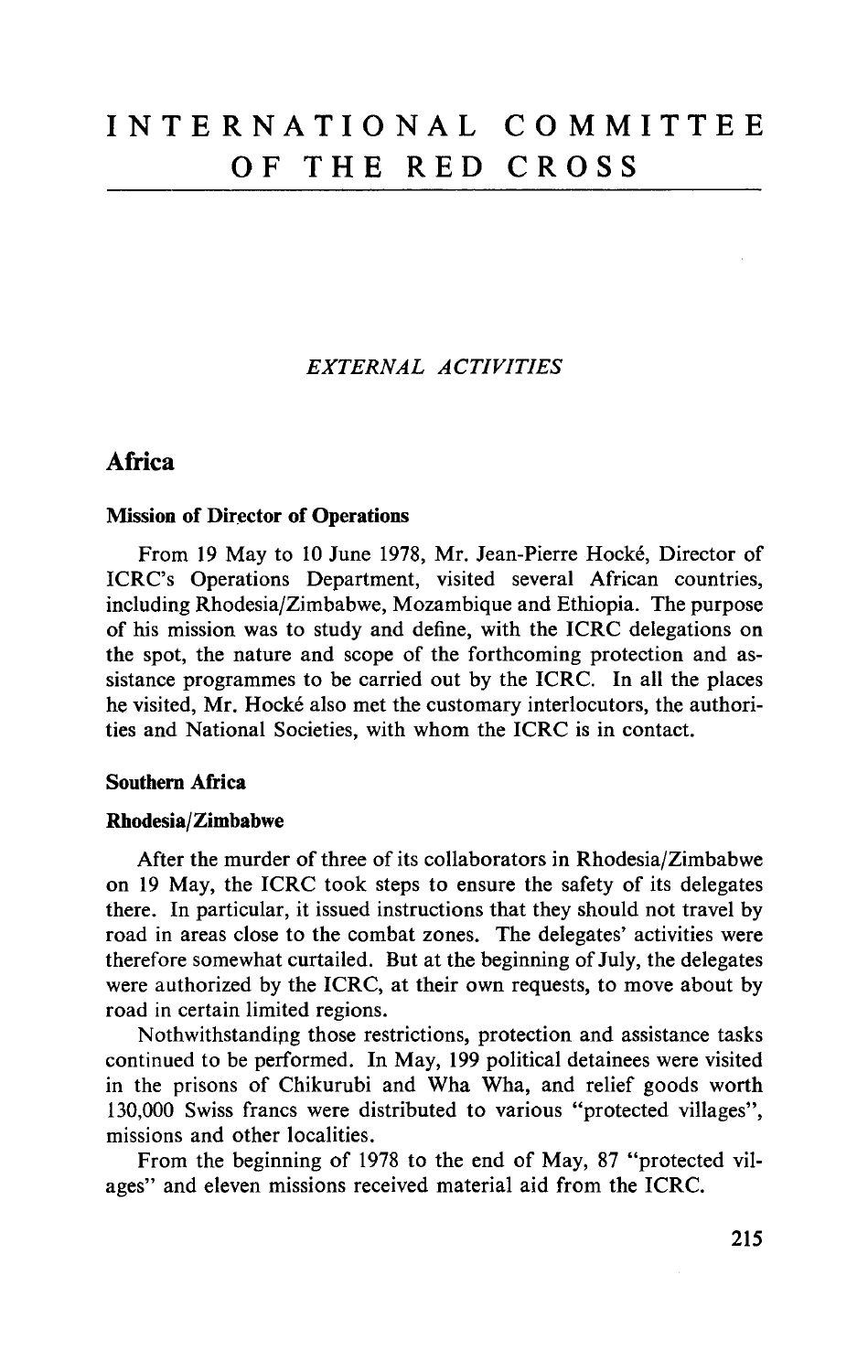# INTERNATIONAL COMMITTEE OF THE RED CROSS

## *EXTERNAL ACTIVITIES*

## Africa

### Mission of Director of Operations

From 19 May to 10 June 1978, Mr. Jean-Pierre Hocké, Director of ICRC's Operations Department, visited several African countries, including Rhodesia/Zimbabwe, Mozambique and Ethiopia. The purpose of his mission was to study and define, with the ICRC delegations on the spot, the nature and scope of the forthcoming protection and assistance programmes to be carried out by the ICRC. In all the places he visited, Mr. Hocké also met the customary interlocutors, the authorities and National Societies, with whom the ICRC is in contact.

### Southern Africa

#### Rhodesia/Zimbabwe

After the murder of three of its collaborators in Rhodesia/Zimbabwe on 19 May, the ICRC took steps to ensure the safety of its delegates there. In particular, it issued instructions that they should not travel by road in areas close to the combat zones. The delegates' activities were therefore somewhat curtailed. But at the beginning of July, the delegates were authorized by the ICRC, at their own requests, to move about by road in certain limited regions.

Nothwithstanding those restrictions, protection and assistance tasks continued to be performed. In May, 199 political detainees were visited in the prisons of Chikurubi and Wha Wha, and relief goods worth 130,000 Swiss francs were distributed to various "protected villages", missions and other localities.

From the beginning of 1978 to the end of May, 87 "protected villages" and eleven missions received material aid from the ICRC.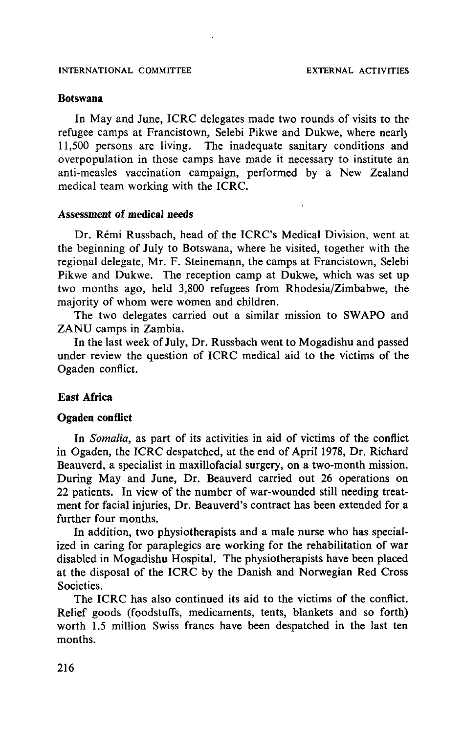### Botswana

In May and June, ICRC delegates made two rounds of visits to the refugee camps at Francistown, Selebi Pikwe and Dukwe, where nearly 11,500 persons are living. The inadequate sanitary conditions and overpopulation in those camps have made it necessary to institute an anti-measles vaccination campaign, performed by a New Zealand medical team working with the ICRC.

#### *Assessment of medical needs*

Dr. Rémi Russbach, head of the ICRC's Medical Division, went at the beginning of July to Botswana, where he visited, together with the regional delegate, Mr. F. Steinemann, the camps at Francistown, Selebi Pikwe and Dukwe. The reception camp at Dukwe, which was set up two months ago, held 3,800 refugees from Rhodesia/Zimbabwe, the majority of whom were women and children.

The two delegates carried out a similar mission to SWAPO and ZANU camps in Zambia.

In the last week of July, Dr. Russbach went to Mogadishu and passed under review the question of ICRC medical aid to the victims of the Ogaden conflict.

## East Africa

### Ogaden conflict

In *Somalia*, as part of its activities in aid of victims of the conflict in Ogaden, the ICRC despatched, at the end of April 1978, Dr. Richard Beauverd, a specialist in maxillofacial surgery, on a two-month mission. During May and June, Dr. Beauverd carried out 26 operations on 22 patients. In view of the number of war-wounded still needing treatment for facial injuries, Dr. Beauverd's contract has been extended for a further four months.

In addition, two physiotherapists and a male nurse who has specialized in caring for paraplegics are working for the rehabilitation of war disabled in Mogadishu Hospital. The physiotherapists have been placed at the disposal of the ICRC by the Danish and Norwegian Red Cross Societies.

The ICRC has also continued its aid to the victims of the conflict. Relief goods (foodstuffs, medicaments, tents, blankets and so forth) worth 1.5 million Swiss francs have been despatched in the last ten months.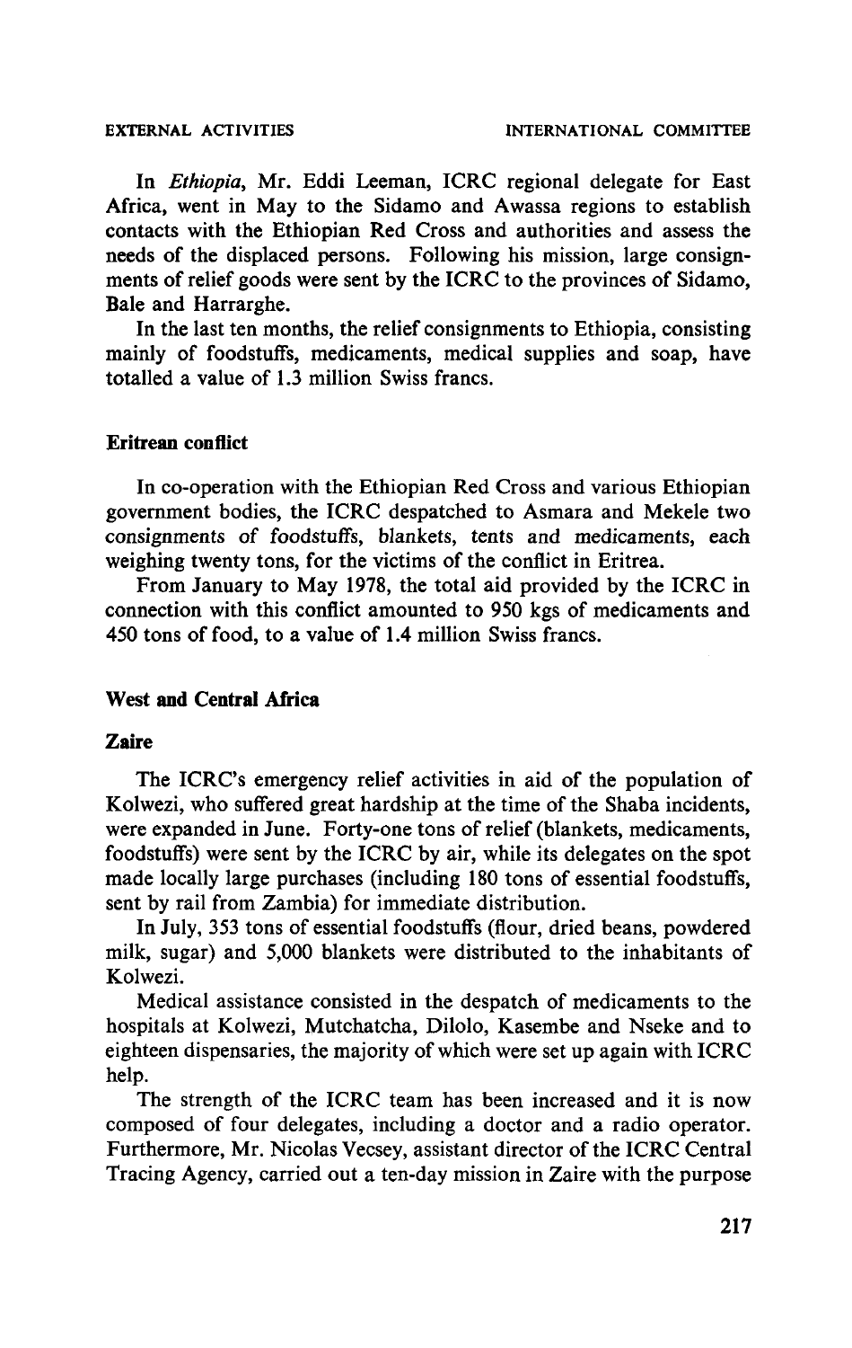In *Ethiopia*, Mr. Eddi Leeman, ICRC regional delegate for East Africa, went in May to the Sidamo and Awassa regions to establish contacts with the Ethiopian Red Cross and authorities and assess the needs of the displaced persons. Following his mission, large consignments of relief goods were sent by the ICRC to the provinces of Sidamo, Bale and Harrarghe.

In the last ten months, the relief consignments to Ethiopia, consisting mainly of foodstuffs, medicaments, medical supplies and soap, have totalled a value of 1.3 million Swiss francs.

### Eritrean conflict

In co-operation with the Ethiopian Red Cross and various Ethiopian government bodies, the ICRC despatched to Asmara and Mekele two consignments of foodstuffs, blankets, tents and medicaments, each weighing twenty tons, for the victims of the conflict in Eritrea.

From January to May 1978, the total aid provided by the ICRC in connection with this conflict amounted to 950 kgs of medicaments and 450 tons of food, to a value of 1.4 million Swiss francs.

## West and Central Africa

### Zaire

The ICRC's emergency relief activities in aid of the population of Kolwezi, who suffered great hardship at the time of the Shaba incidents, were expanded in June. Forty-one tons of relief (blankets, medicaments, foodstuffs) were sent by the ICRC by air, while its delegates on the spot made locally large purchases (including 180 tons of essential foodstuffs, sent by rail from Zambia) for immediate distribution.

In July, 353 tons of essential foodstuffs (flour, dried beans, powdered milk, sugar) and 5,000 blankets were distributed to the inhabitants of Kolwezi.

Medical assistance consisted in the despatch of medicaments to the hospitals at Kolwezi, Mutchatcha, Dilolo, Kasembe and Nseke and to eighteen dispensaries, the majority of which were set up again with ICRC help.

The strength of the ICRC team has been increased and it is now composed of four delegates, including a doctor and a radio operator. Furthermore, Mr. Nicolas Vecsey, assistant director of the ICRC Central Tracing Agency, carried out a ten-day mission in Zaire with the purpose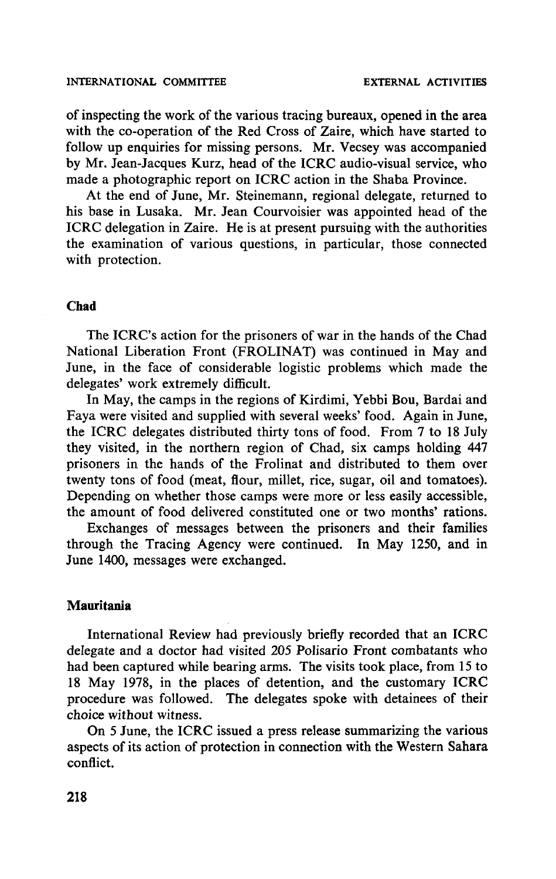of inspecting the work of the various tracing bureaux, opened in the area with the co-operation of the Red Cross of Zaire, which have started to follow up enquiries for missing persons. Mr. Vecsey was accompanied by Mr. Jean-Jacques Kurz, head of the ICRC audio-visual service, who made a photographic report on ICRC action in the Shaba Province.

At the end of June, Mr. Steinemann, regional delegate, returned to his base in Lusaka. Mr. Jean Courvoisier was appointed head of the ICRC delegation in Zaire. He is at present pursuing with the authorities the examination of various questions, in particular, those connected with protection.

### Chad

The ICRC's action for the prisoners of war in the hands of the Chad National Liberation Front (FROLINAT) was continued in May and June, in the face of considerable logistic problems which made the delegates' work extremely difficult.

In May, the camps in the regions of Kirdimi, Yebbi Bou, Bardai and Faya were visited and supplied with several weeks' food. Again in June, the ICRC delegates distributed thirty tons of food. From 7 to 18 July they visited, in the northern region of Chad, six camps holding 447 prisoners in the hands of the Frolinat and distributed to them over twenty tons of food (meat, flour, millet, rice, sugar, oil and tomatoes). Depending on whether those camps were more or less easily accessible, the amount of food delivered constituted one or two months' rations.

Exchanges of messages between the prisoners and their families through the Tracing Agency were continued. In May 1250, and in June 1400, messages were exchanged.

### Mauritania

International Review had previously briefly recorded that an ICRC delegate and a doctor had visited 205 Polisario Front combatants who had been captured while bearing arms. The visits took place, from 15 to 18 May 1978, in the places of detention, and the customary ICRC procedure was followed. The delegates spoke with detainees of their choice without witness.

On 5 June, the ICRC issued a press release summarizing the various aspects of its action of protection in connection with the Western Sahara conflict.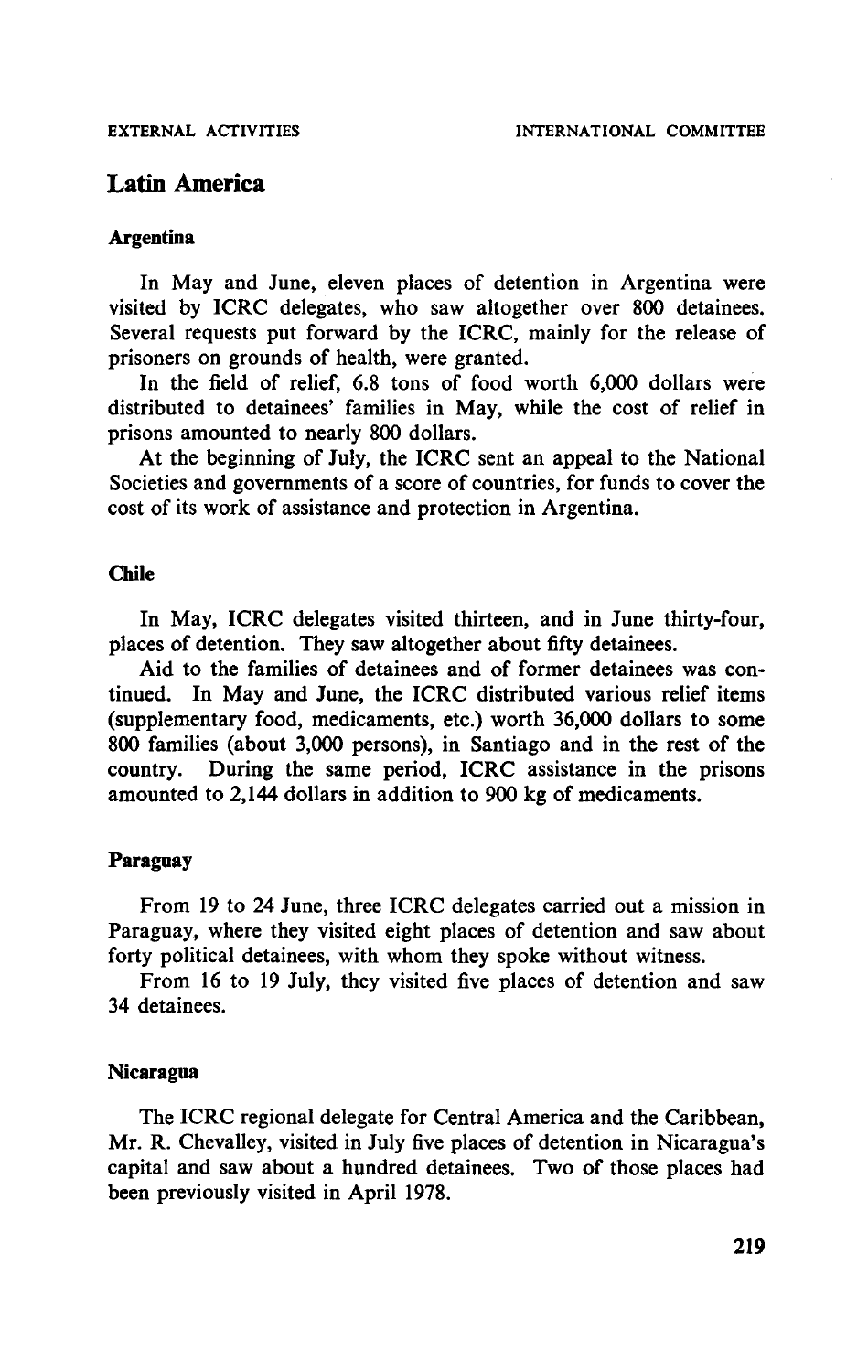## Latin America

### Argentina

In May and June, eleven places of detention in Argentina were visited by ICRC delegates, who saw altogether over 800 detainees. Several requests put forward by the ICRC, mainly for the release of prisoners on grounds of health, were granted.

In the field of relief, 6.8 tons of food worth 6,000 dollars were distributed to detainees' families in May, while the cost of relief in prisons amounted to nearly 800 dollars.

At the beginning of July, the ICRC sent an appeal to the National Societies and governments of a score of countries, for funds to cover the cost of its work of assistance and protection in Argentina.

### Chile

In May, ICRC delegates visited thirteen, and in June thirty-four, places of detention. They saw altogether about fifty detainees.

Aid to the families of detainees and of former detainees was continued. In May and June, the ICRC distributed various relief items (supplementary food, medicaments, etc.) worth 36,000 dollars to some 800 families (about 3,000 persons), in Santiago and in the rest of the country. During the same period, ICRC assistance in the prisons amounted to 2,144 dollars in addition to 900 kg of medicaments.

### Paraguay

From 19 to 24 June, three ICRC delegates carried out a mission in Paraguay, where they visited eight places of detention and saw about forty political detainees, with whom they spoke without witness.

From 16 to 19 July, they visited five places of detention and saw 34 detainees.

### Nicaragua

The ICRC regional delegate for Central America and the Caribbean, Mr. R. Chevalley, visited in July five places of detention in Nicaragua's capital and saw about a hundred detainees. Two of those places had been previously visited in April 1978.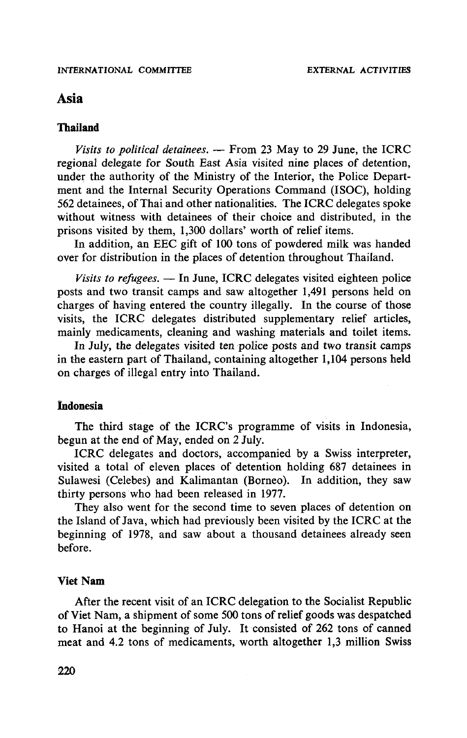## Asia

### Thailand

*Visits to political detainees.* — From 23 May to 29 June, the ICRC regional delegate for South East Asia visited nine places of detention, under the authority of the Ministry of the Interior, the Police Department and the Internal Security Operations Command (ISOC), holding 562 detainees, of Thai and other nationalities. The ICRC delegates spoke without witness with detainees of their choice and distributed, in the prisons visited by them, 1,300 dollars' worth of relief items.

In addition, an EEC gift of 100 tons of powdered milk was handed over for distribution in the places of detention throughout Thailand.

*Visits to refugees.* — In June, ICRC delegates visited eighteen police posts and two transit camps and saw altogether 1,491 persons held on charges of having entered the country illegally. In the course of those visits, the ICRC delegates distributed supplementary relief articles, mainly medicaments, cleaning and washing materials and toilet items.

In July, the delegates visited ten police posts and two transit camps in the eastern part of Thailand, containing altogether 1,104 persons held on charges of illegal entry into Thailand.

### Indonesia

The third stage of the ICRC's programme of visits in Indonesia, begun at the end of May, ended on 2 July.

ICRC delegates and doctors, accompanied by a Swiss interpreter, visited a total of eleven places of detention holding 687 detainees in Sulawesi (Celebes) and Kalimantan (Borneo). In addition, they saw thirty persons who had been released in 1977.

They also went for the second time to seven places of detention on the Island of Java, which had previously been visited by the ICRC at the beginning of 1978, and saw about a thousand detainees already seen before.

### Viet Nam

After the recent visit of an ICRC delegation to the Socialist Republic of Viet Nam, a shipment of some 500 tons of relief goods was despatched to Hanoi at the beginning of July. It consisted of 262 tons of canned meat and 4.2 tons of medicaments, worth altogether 1,3 million Swiss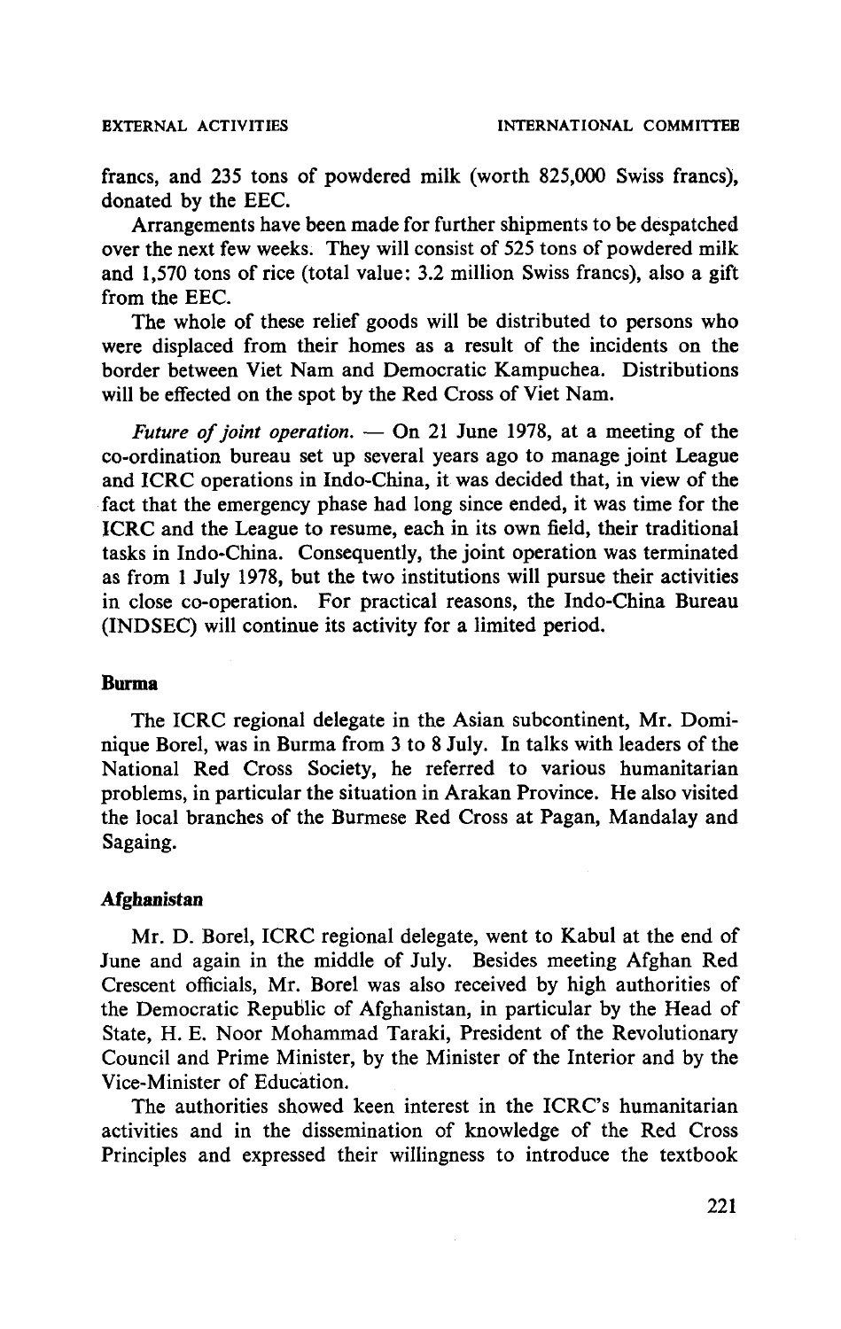francs, and 235 tons of powdered milk (worth 825,000 Swiss francs), donated by the EEC.

Arrangements have been made for further shipments to be despatched over the next few weeks. They will consist of 525 tons of powdered milk and 1,570 tons of rice (total value: 3.2 million Swiss francs), also a gift from the EEC.

The whole of these relief goods will be distributed to persons who were displaced from their homes as a result of the incidents on the border between Viet Nam and Democratic Kampuchea. Distributions will be effected on the spot by the Red Cross of Viet Nam.

*Future of joint operation.* — On 21 June 1978, at a meeting of the co-ordination bureau set up several years ago to manage joint League and ICRC operations in Indo-China, it was decided that, in view of the fact that the emergency phase had long since ended, it was time for the ICRC and the League to resume, each in its own field, their traditional tasks in Indo-China. Consequently, the joint operation was terminated as from 1 July 1978, but the two institutions will pursue their activities in close co-operation. For practical reasons, the Indo-China Bureau (INDSEC) will continue its activity for a limited period.

### Burma

The ICRC regional delegate in the Asian subcontinent, Mr. Dominique Borel, was in Burma from 3 to 8 July. In talks with leaders of the National Red Cross Society, he referred to various humanitarian problems, in particular the situation in Arakan Province. He also visited the local branches of the Burmese Red Cross at Pagan, Mandalay and Sagaing.

### Afghanistan

Mr. D. Borel, ICRC regional delegate, went to Kabul at the end of June and again in the middle of July. Besides meeting Afghan Red Crescent officials, Mr. Borel was also received by high authorities of the Democratic Republic of Afghanistan, in particular by the Head of State, H. E. Noor Mohammad Taraki, President of the Revolutionary Council and Prime Minister, by the Minister of the Interior and by the Vice-Minister of Education.

The authorities showed keen interest in the ICRC's humanitarian activities and in the dissemination of knowledge of the Red Cross Principles and expressed their willingness to introduce the textbook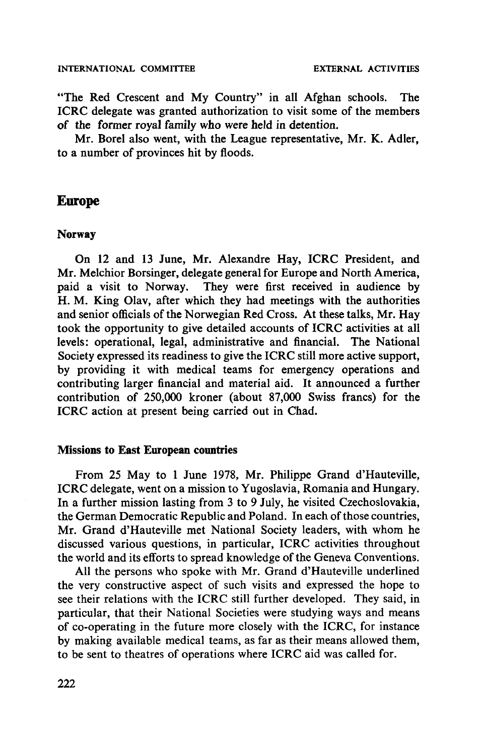"The Red Crescent and My Country" in all Afghan schools. The ICRC delegate was granted authorization to visit some of the members of the former royal family who were held in detention.

Mr. Borel also went, with the League representative, Mr. K. Adler, to a number of provinces hit by floods.

## Europe

### Norway

On 12 and 13 June, Mr. Alexandre Hay, ICRC President, and Mr. Melchior Borsinger, delegate general for Europe and North America, paid a visit to Norway. They were first received in audience by H. M. King Olav, after which they had meetings with the authorities and senior officials of the Norwegian Red Cross. At these talks, Mr. Hay took the opportunity to give detailed accounts of ICRC activities at all levels: operational, legal, administrative and financial. The National Society expressed its readiness to give the ICRC still more active support, by providing it with medical teams for emergency operations and contributing larger financial and material aid. It announced a further contribution of 250,000 kroner (about 87,000 Swiss francs) for the ICRC action at present being carried out in Chad.

### Missions to East European countries

From 25 May to 1 June 1978, Mr. Philippe Grand d'Hauteville, ICRC delegate, went on a mission to Yugoslavia, Romania and Hungary. In a further mission lasting from 3 to 9 July, he visited Czechoslovakia, the German Democratic Republic and Poland. In each of those countries, Mr. Grand d'Hauteville met National Society leaders, with whom he discussed various questions, in particular, ICRC activities throughout the world and its efforts to spread knowledge of the Geneva Conventions.

All the persons who spoke with Mr. Grand d'Hauteville underlined the very constructive aspect of such visits and expressed the hope to see their relations with the ICRC still further developed. They said, in particular, that their National Societies were studying ways and means of co-operating in the future more closely with the ICRC, for instance by making available medical teams, as far as their means allowed them, to be sent to theatres of operations where ICRC aid was called for.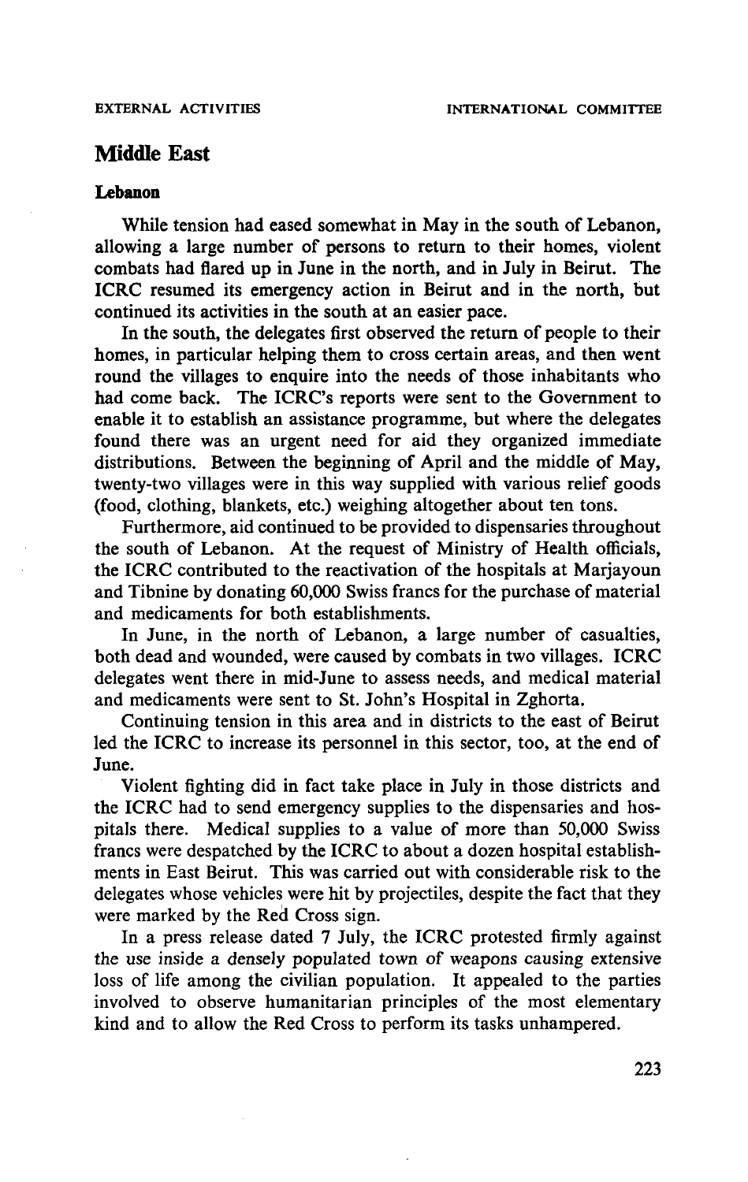## Middle East

### Lebanon

While tension had eased somewhat in May in the south of Lebanon, allowing a large number of persons to return to their homes, violent combats had flared up in June in the north, and in July in Beirut. The ICRC resumed its emergency action in Beirut and in the north, but continued its activities in the south at an easier pace.

In the south, the delegates first observed the return of people to their homes, in particular helping them to cross certain areas, and then went round the villages to enquire into the needs of those inhabitants who had come back. The ICRC's reports were sent to the Government to enable it to establish an assistance programme, but where the delegates found there was an urgent need for aid they organized immediate distributions. Between the beginning of April and the middle of May, twenty-two villages were in this way supplied with various relief goods (food, clothing, blankets, etc.) weighing altogether about ten tons.

Furthermore, aid continued to be provided to dispensaries throughout the south of Lebanon. At the request of Ministry of Health officials, the ICRC contributed to the reactivation of the hospitals at Marjayoun and Tibnine by donating 60,000 Swiss francs for the purchase of material and medicaments for both establishments.

In June, in the north of Lebanon, a large number of casualties, both dead and wounded, were caused by combats in two villages. ICRC delegates went there in mid-June to assess needs, and medical material and medicaments were sent to St. John's Hospital in Zghorta.

Continuing tension in this area and in districts to the east of Beirut led the ICRC to increase its personnel in this sector, too, at the end of June.

Violent fighting did in fact take place in July in those districts and the ICRC had to send emergency supplies to the dispensaries and hospitals there. Medical supplies to a value of more than 50,000 Swiss francs were despatched by the ICRC to about a dozen hospital establishments in East Beirut. This was carried out with considerable risk to the delegates whose vehicles were hit by projectiles, despite the fact that they were marked by the Red Cross sign.

In a press release dated 7 July, the ICRC protested firmly against the use inside a densely populated town of weapons causing extensive loss of life among the civilian population. It appealed to the parties involved to observe humanitarian principles of the most elementary kind and to allow the Red Cross to perform its tasks unhampered.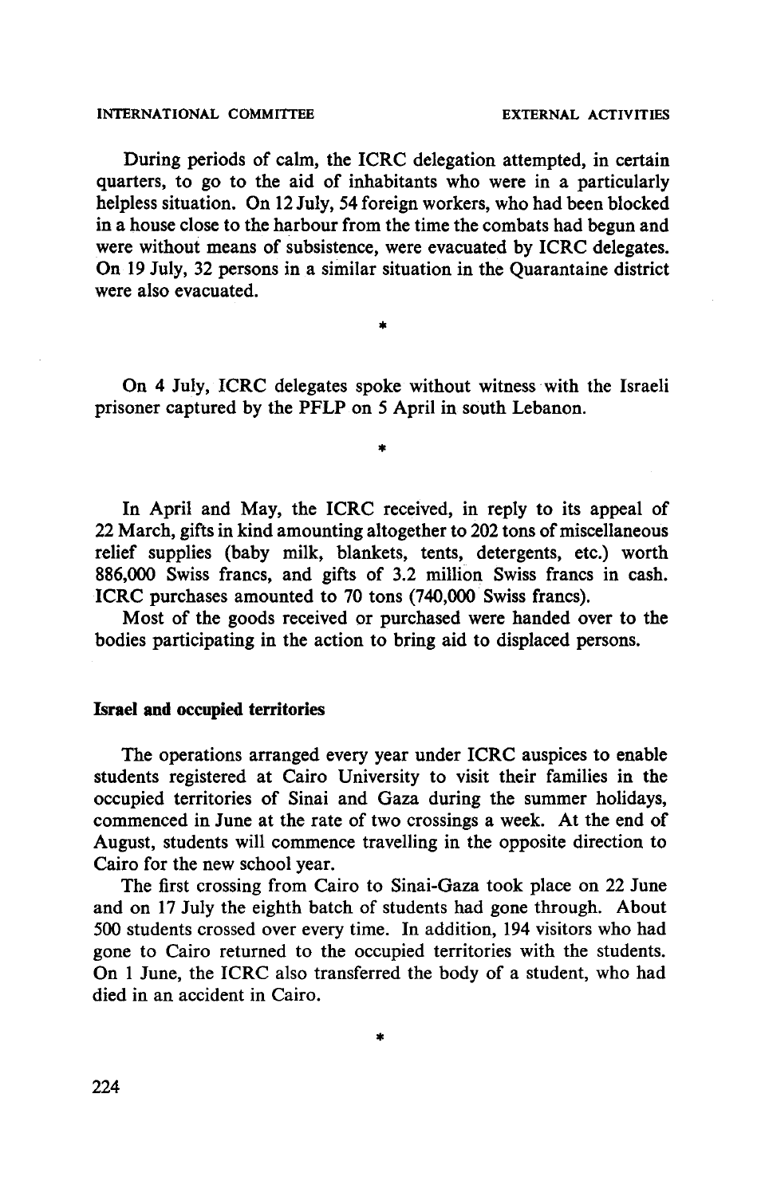During periods of calm, the ICRC delegation attempted, in certain quarters, to go to the aid of inhabitants who were in a particularly helpless situation. On 12 July, 54 foreign workers, who had been blocked in a house close to the harbour from the time the combats had begun and were without means of subsistence, were evacuated by ICRC delegates. On 19 July, 32 persons in a similar situation in the Quarantaine district were also evacuated.

*

On 4 July, ICRC delegates spoke without witness with the Israeli prisoner captured by the PFLP on 5 April in south Lebanon.

*

In April and May, the ICRC received, in reply to its appeal of 22 March, gifts in kind amounting altogether to 202 tons of miscellaneous relief supplies (baby milk, blankets, tents, detergents, etc.) worth 886,000 Swiss francs, and gifts of 3.2 million Swiss francs in cash. ICRC purchases amounted to 70 tons (740,000 Swiss francs).

Most of the goods received or purchased were handed over to the bodies participating in the action to bring aid to displaced persons.

### Israel and occupied territories

The operations arranged every year under ICRC auspices to enable students registered at Cairo University to visit their families in the occupied territories of Sinai and Gaza during the summer holidays, commenced in June at the rate of two crossings a week. At the end of August, students will commence travelling in the opposite direction to Cairo for the new school year.

The first crossing from Cairo to Sinai-Gaza took place on 22 June and on 17 July the eighth batch of students had gone through. About 500 students crossed over every time. In addition, 194 visitors who had gone to Cairo returned to the occupied territories with the students. On 1 June, the ICRC also transferred the body of a student, who had died in an accident in Cairo.

*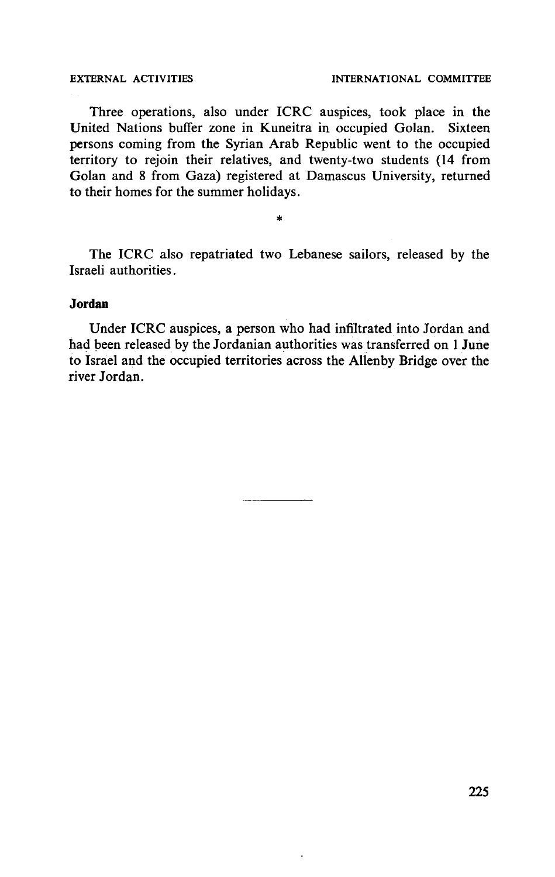Three operations, also under ICRC auspices, took place in the United Nations buffer zone in Kuneitra in occupied Golan. Sixteen persons coming from the Syrian Arab Republic went to the occupied territory to rejoin their relatives, and twenty-two students (14 from Golan and 8 from Gaza) registered at Damascus University, returned to their homes for the summer holidays.

*

The ICRC also repatriated two Lebanese sailors, released by the Israeli authorities.

### Jordan

Under ICRC auspices, a person who had infiltrated into Jordan and had been released by the Jordanian authorities was transferred on 1 June to Israel and the occupied territories across the Allenby Bridge over the river Jordan.